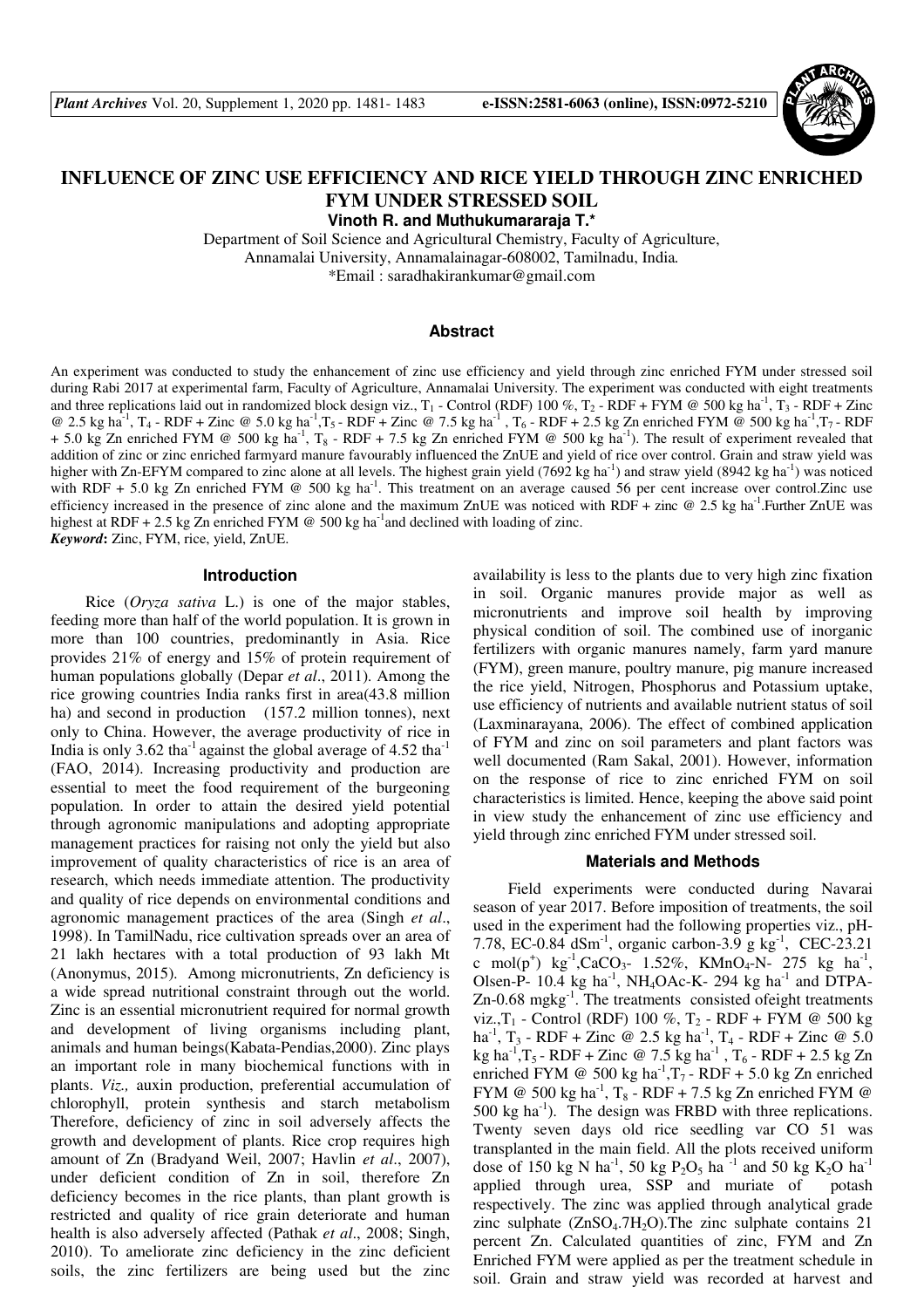# INFLUENCE OF ZINC USE EFFICIENCY AND RICE YIELD THROUGH ZINC ENRICHED FYM UNDER STRESSED SOIL

**Vinoth R. and Muthukumararaja T.***

Department of Soil Science and Agricultural Chemistry, Faculty of Agriculture,
Annamalai University, Annamalainagar-608002, Tamilnadu, India.
*Email : saradhakirankumar@gmail.com

## Abstract

An experiment was conducted to study the enhancement of zinc use efficiency and yield through zinc enriched FYM under stressed soil during Rabi 2017 at experimental farm, Faculty of Agriculture, Annamalai University. The experiment was conducted with eight treatments and three replications laid out in randomized block design viz., $T_1$ - Control (RDF) 100 %, $T_2$ - RDF + FYM @ 500 kg $ha^{-1}$, $T_3$ - RDF + Zinc @ 2.5 kg $ha^{-1}$, $T_4$ - RDF + Zinc @ 5.0 kg $ha^{-1}$, $T_5$ - RDF + Zinc @ 7.5 kg $ha^{-1}$, $T_6$ - RDF + 2.5 kg Zn enriched FYM @ 500 kg $ha^{-1}$, $T_7$ - RDF + 5.0 kg Zn enriched FYM @ 500 kg $ha^{-1}$, $T_8$ - RDF + 7.5 kg Zn enriched FYM @ 500 kg $ha^{-1}$). The result of experiment revealed that addition of zinc or zinc enriched farmyard manure favourably influenced the ZnUE and yield of rice over control. Grain and straw yield was higher with Zn-EFYM compared to zinc alone at all levels. The highest grain yield (7692 kg $ha^{-1}$) and straw yield (8942 kg $ha^{-1}$) was noticed with RDF + 5.0 kg Zn enriched FYM @ 500 kg $ha^{-1}$. This treatment on an average caused 56 per cent increase over control.Zinc use efficiency increased in the presence of zinc alone and the maximum ZnUE was noticed with RDF + zinc @ 2.5 kg $ha^{-1}$.Further ZnUE was highest at RDF + 2.5 kg Zn enriched FYM @ 500 kg $ha^{-1}$and declined with loading of zinc.

***Keyword*:** Zinc, FYM, rice, yield, ZnUE.

## Introduction

Rice (*Oryza sativa* L.) is one of the major stables, feeding more than half of the world population. It is grown in more than 100 countries, predominantly in Asia. Rice provides 21% of energy and 15% of protein requirement of human populations globally (Depar *et al*., 2011). Among the rice growing countries India ranks first in area(43.8 million ha) and second in production (157.2 million tonnes), next only to China. However, the average productivity of rice in India is only 3.62 $tha^{-1}$ against the global average of 4.52 $tha^{-1}$ (FAO, 2014). Increasing productivity and production are essential to meet the food requirement of the burgeoning population. In order to attain the desired yield potential through agronomic manipulations and adopting appropriate management practices for raising not only the yield but also improvement of quality characteristics of rice is an area of research, which needs immediate attention. The productivity and quality of rice depends on environmental conditions and agronomic management practices of the area (Singh *et al*., 1998). In TamilNadu, rice cultivation spreads over an area of 21 lakh hectares with a total production of 93 lakh Mt (Anonymus, 2015). Among micronutrients, Zn deficiency is a wide spread nutritional constraint through out the world. Zinc is an essential micronutrient required for normal growth and development of living organisms including plant, animals and human beings(Kabata-Pendias,2000). Zinc plays an important role in many biochemical functions with in plants. *Viz.,* auxin production, preferential accumulation of chlorophyll, protein synthesis and starch metabolism Therefore, deficiency of zinc in soil adversely affects the growth and development of plants. Rice crop requires high amount of Zn (Bradyand Weil, 2007; Havlin *et al*., 2007), under deficient condition of Zn in soil, therefore Zn deficiency becomes in the rice plants, than plant growth is restricted and quality of rice grain deteriorate and human health is also adversely affected (Pathak *et al*., 2008; Singh, 2010). To ameliorate zinc deficiency in the zinc deficient soils, the zinc fertilizers are being used but the zinc availability is less to the plants due to very high zinc fixation in soil. Organic manures provide major as well as micronutrients and improve soil health by improving physical condition of soil. The combined use of inorganic fertilizers with organic manures namely, farm yard manure (FYM), green manure, poultry manure, pig manure increased the rice yield, Nitrogen, Phosphorus and Potassium uptake, use efficiency of nutrients and available nutrient status of soil (Laxminarayana, 2006). The effect of combined application of FYM and zinc on soil parameters and plant factors was well documented (Ram Sakal, 2001). However, information on the response of rice to zinc enriched FYM on soil characteristics is limited. Hence, keeping the above said point in view study the enhancement of zinc use efficiency and yield through zinc enriched FYM under stressed soil.

## Materials and Methods

Field experiments were conducted during Navarai season of year 2017. Before imposition of treatments, the soil used in the experiment had the following properties viz., pH-7.78, EC-0.84 $dSm^{-1}$, organic carbon-3.9 g $kg^{-1}$, CEC-23.21 c $mol(p^+)$ $kg^{-1}$,$CaCO_3$- 1.52%, $KMnO_4$-N- 275 kg $ha^{-1}$, Olsen-P- 10.4 kg $ha^{-1}$, $NH_4OAc$-K- 294 kg $ha^{-1}$ and DTPA-Zn-0.68 $mgkg^{-1}$. The treatments consisted ofeight treatments viz.,$T_1$ - Control (RDF) 100 %, $T_2$ - RDF + FYM @ 500 kg $ha^{-1}$, $T_3$ - RDF + Zinc @ 2.5 kg $ha^{-1}$, $T_4$ - RDF + Zinc @ 5.0 kg $ha^{-1}$,$T_5$ - RDF + Zinc @ 7.5 kg $ha^{-1}$ , $T_6$ - RDF + 2.5 kg Zn enriched FYM @ 500 kg $ha^{-1}$,$T_7$ - RDF + 5.0 kg Zn enriched FYM @ 500 kg $ha^{-1}$, $T_8$ - RDF + 7.5 kg Zn enriched FYM @ 500 kg $ha^{-1}$). The design was FRBD with three replications. Twenty seven days old rice seedling var CO 51 was transplanted in the main field. All the plots received uniform dose of 150 kg N $ha^{-1}$, 50 kg $P_2O_5$ $ha^{-1}$ and 50 kg $K_2O$ $ha^{-1}$ applied through urea, SSP and muriate of potash respectively. The zinc was applied through analytical grade zinc sulphate ($ZnSO_4.7H_2O$).The zinc sulphate contains 21 percent Zn. Calculated quantities of zinc, FYM and Zn Enriched FYM were applied as per the treatment schedule in soil. Grain and straw yield was recorded at harvest and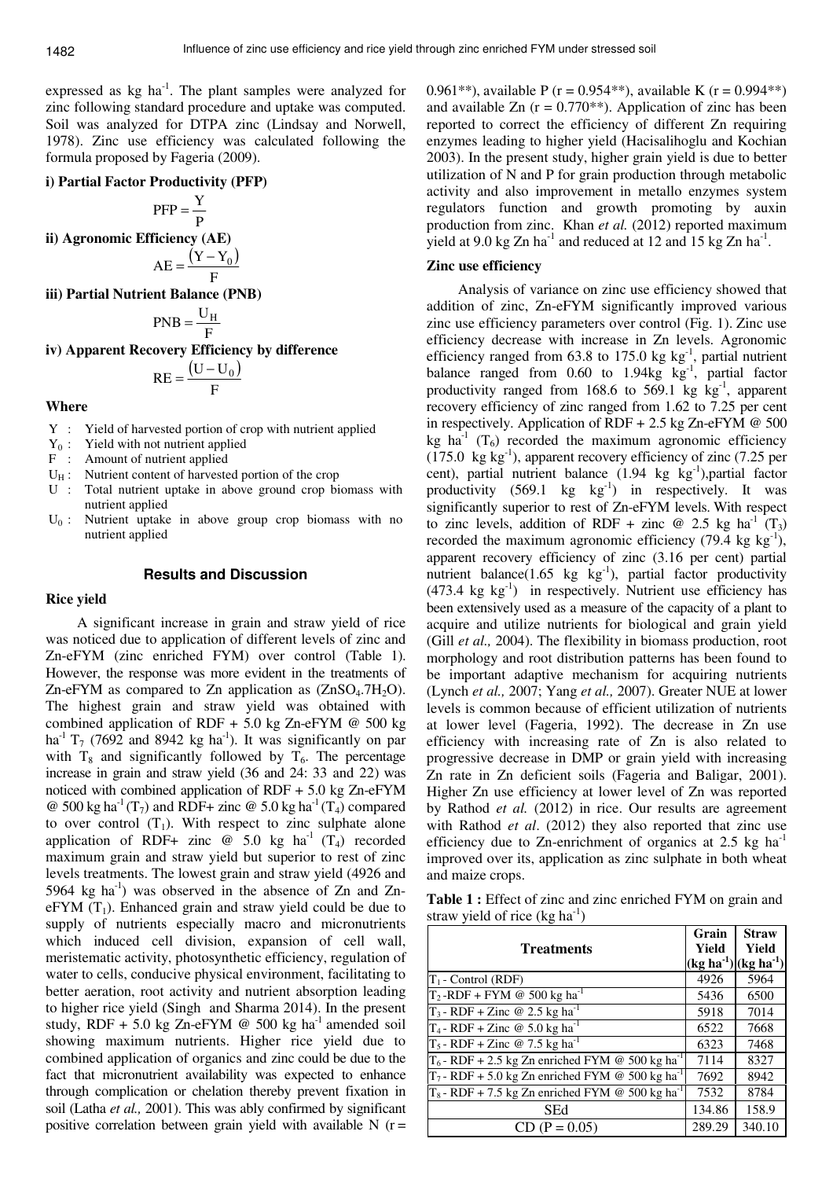expressed as kg ha$^{-1}$. The plant samples were analyzed for zinc following standard procedure and uptake was computed. Soil was analyzed for DTPA zinc (Lindsay and Norwell, 1978). Zinc use efficiency was calculated following the formula proposed by Fageria (2009).

**i) Partial Factor Productivity (PFP)**

$$\text{PFP} = \frac{\text{Y}}{\text{P}}$$

**ii) Agronomic Efficiency (AE)**

$$\text{AE} = \frac{(\text{Y} - \text{Y}_0)}{\text{F}}$$

**iii) Partial Nutrient Balance (PNB)**

$$\text{PNB} = \frac{\text{U}_\text{H}}{\text{F}}$$

**iv) Apparent Recovery Efficiency by difference**

$$\text{RE} = \frac{(\text{U} - \text{U}_0)}{\text{F}}$$

**Where**

- Y : Yield of harvested portion of crop with nutrient applied
- $Y_0$ : Yield with not nutrient applied
- F : Amount of nutrient applied
- $U_H$ : Nutrient content of harvested portion of the crop
- U : Total nutrient uptake in above ground crop biomass with nutrient applied
- $U_0$ : Nutrient uptake in above group crop biomass with no nutrient applied

## Results and Discussion

### Rice yield

A significant increase in grain and straw yield of rice was noticed due to application of different levels of zinc and Zn-eFYM (zinc enriched FYM) over control (Table 1). However, the response was more evident in the treatments of Zn-eFYM as compared to Zn application as ($ZnSO_4.7H_2O$). The highest grain and straw yield was obtained with combined application of RDF + 5.0 kg Zn-eFYM @ 500 kg ha$^{-1}$ $T_7$ (7692 and 8942 kg ha$^{-1}$). It was significantly on par with $T_8$ and significantly followed by $T_6$. The percentage increase in grain and straw yield (36 and 24: 33 and 22) was noticed with combined application of RDF + 5.0 kg Zn-eFYM @ 500 kg ha$^{-1}$ ($T_7$) and RDF+ zinc @ 5.0 kg ha$^{-1}$ ($T_4$) compared to over control ($T_1$). With respect to zinc sulphate alone application of RDF+ zinc @ 5.0 kg ha$^{-1}$ ($T_4$) recorded maximum grain and straw yield but superior to rest of zinc levels treatments. The lowest grain and straw yield (4926 and 5964 kg ha$^{-1}$) was observed in the absence of Zn and Zn-eFYM ($T_1$). Enhanced grain and straw yield could be due to supply of nutrients especially macro and micronutrients which induced cell division, expansion of cell wall, meristematic activity, photosynthetic efficiency, regulation of water to cells, conducive physical environment, facilitating to better aeration, root activity and nutrient absorption leading to higher rice yield (Singh and Sharma 2014). In the present study, RDF + 5.0 kg Zn-eFYM @ 500 kg ha$^{-1}$ amended soil showing maximum nutrients. Higher rice yield due to combined application of organics and zinc could be due to the fact that micronutrient availability was expected to enhance through complication or chelation thereby prevent fixation in soil (Latha *et al.,* 2001). This was ably confirmed by significant positive correlation between grain yield with available N (r = 0.961**), available P (r = 0.954**), available K (r = 0.994**) and available Zn (r = 0.770**). Application of zinc has been reported to correct the efficiency of different Zn requiring enzymes leading to higher yield (Hacisalihoglu and Kochian 2003). In the present study, higher grain yield is due to better utilization of N and P for grain production through metabolic activity and also improvement in metallo enzymes system regulators function and growth promoting by auxin production from zinc. Khan *et al.* (2012) reported maximum yield at 9.0 kg Zn ha$^{-1}$ and reduced at 12 and 15 kg Zn ha$^{-1}$.

### Zinc use efficiency

Analysis of variance on zinc use efficiency showed that addition of zinc, Zn-eFYM significantly improved various zinc use efficiency parameters over control (Fig. 1). Zinc use efficiency decrease with increase in Zn levels. Agronomic efficiency ranged from 63.8 to 175.0 kg kg$^{-1}$, partial nutrient balance ranged from 0.60 to 1.94kg kg$^{-1}$, partial factor productivity ranged from 168.6 to 569.1 kg kg$^{-1}$, apparent recovery efficiency of zinc ranged from 1.62 to 7.25 per cent in respectively. Application of RDF + 2.5 kg Zn-eFYM @ 500 kg ha$^{-1}$ ($T_6$) recorded the maximum agronomic efficiency (175.0 kg kg$^{-1}$), apparent recovery efficiency of zinc (7.25 per cent), partial nutrient balance (1.94 kg kg$^{-1}$),partial factor productivity (569.1 kg kg$^{-1}$) in respectively. It was significantly superior to rest of Zn-eFYM levels. With respect to zinc levels, addition of RDF + zinc @ 2.5 kg ha$^{-1}$ ($T_3$) recorded the maximum agronomic efficiency (79.4 kg kg$^{-1}$), apparent recovery efficiency of zinc (3.16 per cent) partial nutrient balance(1.65 kg kg$^{-1}$), partial factor productivity (473.4 kg kg$^{-1}$) in respectively. Nutrient use efficiency has been extensively used as a measure of the capacity of a plant to acquire and utilize nutrients for biological and grain yield (Gill *et al.,* 2004). The flexibility in biomass production, root morphology and root distribution patterns has been found to be important adaptive mechanism for acquiring nutrients (Lynch *et al.,* 2007; Yang *et al.,* 2007). Greater NUE at lower levels is common because of efficient utilization of nutrients at lower level (Fageria, 1992). The decrease in Zn use efficiency with increasing rate of Zn is also related to progressive decrease in DMP or grain yield with increasing Zn rate in Zn deficient soils (Fageria and Baligar, 2001). Higher Zn use efficiency at lower level of Zn was reported by Rathod *et al.* (2012) in rice. Our results are agreement with Rathod *et al*. (2012) they also reported that zinc use efficiency due to Zn-enrichment of organics at 2.5 kg ha$^{-1}$ improved over its, application as zinc sulphate in both wheat and maize crops.

**Table 1 :** Effect of zinc and zinc enriched FYM on grain and straw yield of rice (kg ha$^{-1}$)

| Treatments | Grain Yield (kg ha$^{-1}$) | Straw Yield (kg ha$^{-1}$) |
|---|---|---|
| $T_1$ - Control (RDF) | 4926 | 5964 |
| $T_2$ -RDF + FYM @ 500 kg ha$^{-1}$ | 5436 | 6500 |
| $T_3$ - RDF + Zinc @ 2.5 kg ha$^{-1}$ | 5918 | 7014 |
| $T_4$ - RDF + Zinc @ 5.0 kg ha$^{-1}$ | 6522 | 7668 |
| $T_5$ - RDF + Zinc @ 7.5 kg ha$^{-1}$ | 6323 | 7468 |
| $T_6$ - RDF + 2.5 kg Zn enriched FYM @ 500 kg ha$^{-1}$ | 7114 | 8327 |
| $T_7$ - RDF + 5.0 kg Zn enriched FYM @ 500 kg ha$^{-1}$ | 7692 | 8942 |
| $T_8$ - RDF + 7.5 kg Zn enriched FYM @ 500 kg ha$^{-1}$ | 7532 | 8784 |
| SEd | 134.86 | 158.9 |
| CD (P = 0.05) | 289.29 | 340.10 |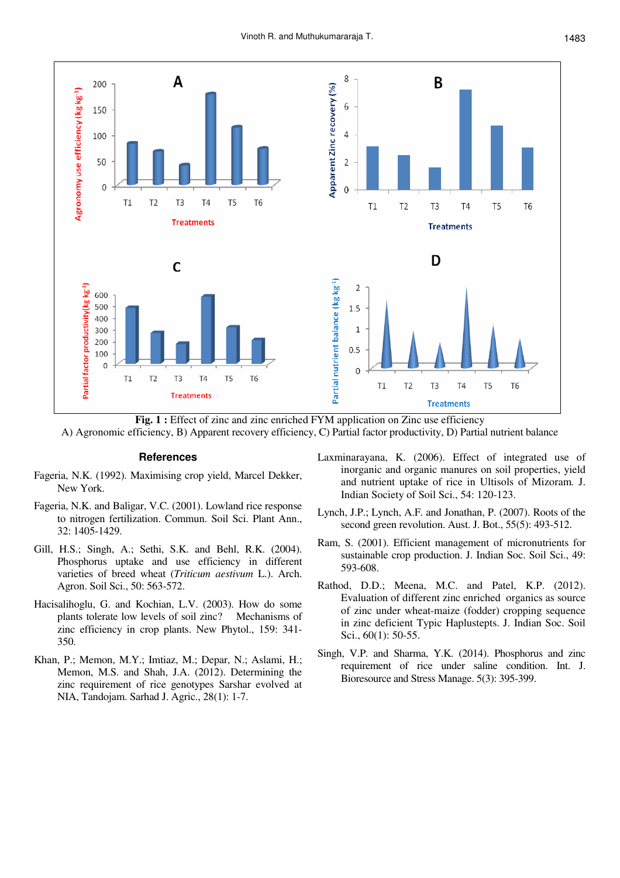A

200
150
100
50
0

Agronomy use efficiency (kg kg$^{-1}$)

T1 T2 T3 T4 T5 T6

Treatments

B

8
6
4
2
0

Apparent Zinc recovery (%)

T1 T2 T3 T4 T5 T6

Treatments

C

600
500
400
300
200
100
0

Partial factor productivity(kg kg$^{-1}$)

T1 T2 T3 T4 T5 T6

Treatments

D

2
1.5
1
0.5
0

Partial nutrient balance (kg kg$^{-1}$)

T1 T2 T3 T4 T5 T6

Treatments

**Fig. 1 :** Effect of zinc and zinc enriched FYM application on Zinc use efficiency
A) Agronomic efficiency, B) Apparent recovery efficiency, C) Partial factor productivity, D) Partial nutrient balance

## References

Fageria, N.K. (1992). Maximising crop yield, Marcel Dekker, New York.

Fageria, N.K. and Baligar, V.C. (2001). Lowland rice response to nitrogen fertilization. Commun. Soil Sci. Plant Ann., 32: 1405-1429.

Gill, H.S.; Singh, A.; Sethi, S.K. and Behl, R.K. (2004). Phosphorus uptake and use efficiency in different varieties of breed wheat (*Triticum aestivum* L.). Arch. Agron. Soil Sci., 50: 563-572.

Hacisalihoglu, G. and Kochian, L.V. (2003). How do some plants tolerate low levels of soil zinc? Mechanisms of zinc efficiency in crop plants. New Phytol., 159: 341-350.

Khan, P.; Memon, M.Y.; Imtiaz, M.; Depar, N.; Aslami, H.; Memon, M.S. and Shah, J.A. (2012). Determining the zinc requirement of rice genotypes Sarshar evolved at NIA, Tandojam. Sarhad J. Agric., 28(1): 1-7.

Laxminarayana, K. (2006). Effect of integrated use of inorganic and organic manures on soil properties, yield and nutrient uptake of rice in Ultisols of Mizoram. J. Indian Society of Soil Sci., 54: 120-123.

Lynch, J.P.; Lynch, A.F. and Jonathan, P. (2007). Roots of the second green revolution. Aust. J. Bot., 55(5): 493-512.

Ram, S. (2001). Efficient management of micronutrients for sustainable crop production. J. Indian Soc. Soil Sci., 49: 593-608.

Rathod, D.D.; Meena, M.C. and Patel, K.P. (2012). Evaluation of different zinc enriched organics as source of zinc under wheat-maize (fodder) cropping sequence in zinc deficient Typic Haplustepts. J. Indian Soc. Soil Sci., 60(1): 50-55.

Singh, V.P. and Sharma, Y.K. (2014). Phosphorus and zinc requirement of rice under saline condition. Int. J. Bioresource and Stress Manage. 5(3): 395-399.